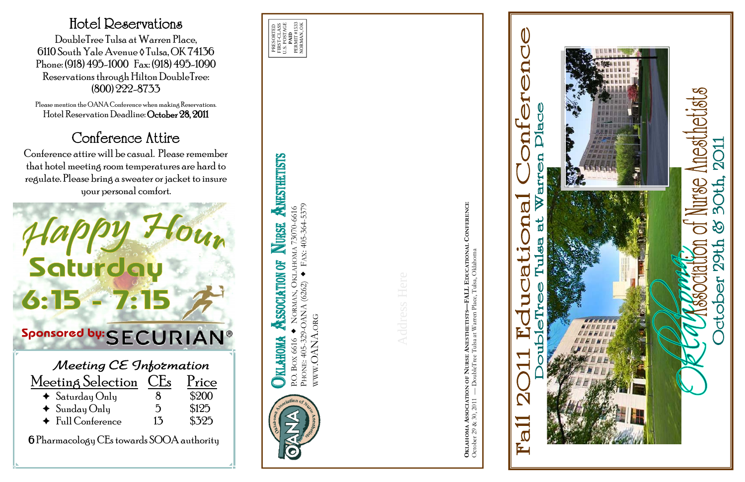# Hotel Reservations

DoubleTree Tulsa at Warren Place,
6110 South Yale Avenue ◊ Tulsa, OK 74136
Phone: (918) 495-1000 Fax: (918) 495-1090
Reservations through Hilton DoubleTree:
(800) 222-8733

Please mention the OANA Conference when making Reservations.
Hotel Reservation Deadline: **October 28, 2011**

# Conference Attire

Conference attire will be casual. Please remember that hotel meeting room temperatures are hard to regulate. Please bring a sweater or jacket to insure your personal comfort.

**Happy Hour**
**Saturday**
**6:15 - 7:15**
Sponsored by: SECURIAN®

## *Meeting CE Information*

| Meeting Selection | CEs | Price |
| --- | --- | --- |
| ✦ Saturday Only | 8 | $200 |
| ✦ Sunday Only | 5 | $125 |
| ✦ Full Conference | 13 | $325 |

**6** Pharmacology CEs towards SOOA authority

PRESORTED
FIRST-CLASS
U.S. POSTAGE
**PAID**
PERMIT #1533
NORMAN, OK

**OKLAHOMA ASSOCIATION OF NURSE ANESTHETISTS**
P.O. Box 6616 ✦ Norman, Oklahoma 73070-6616
Phone: 405-329-OANA (6262) ✦ Fax: 405-364-5379
WWW.OANA.ORG

Address Here

**OKLAHOMA ASSOCIATION OF NURSE ANESTHETISTS—FALL EDUCATIONAL CONFERENCE**
October 29 & 30, 2011 — DoubleTree Tulsa at Warren Place, Tulsa, Oklahoma

# Fall 2011 Educational Conference

## DoubleTree Tulsa at Warren Place

Oklahoma Association of Nurse Anesthetists
October 29th & 30th, 2011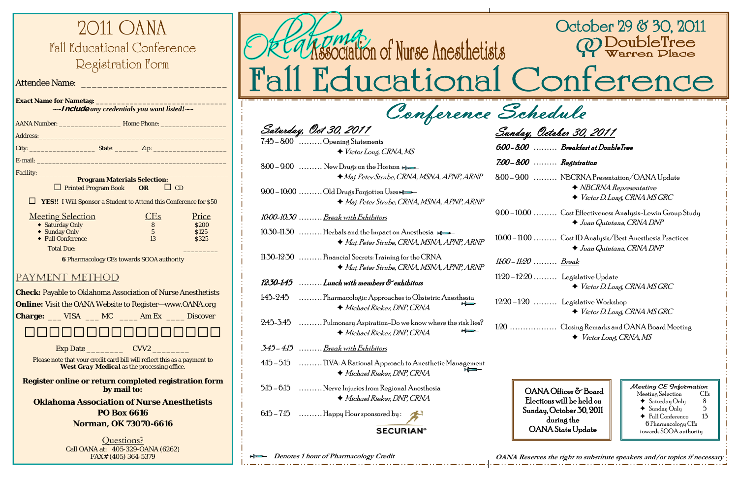# 2011 OANA Fall Educational Conference Registration Form

Attendee Name: ___________________________

**Exact Name for Nametag:** ___________________________

*~~**Include** any credentials you want listed!~~*

AANA Number: _______________ Home Phone: _______________

Address: _______________________________________________

City: _______________ State: ______ Zip: _______________

E-mail: _______________________________________________

Facility: _______________________________________________

**Program Materials Selection:**

☐ Printed Program Book **OR** ☐ CD

☐ **YES!!** I Will Sponsor a Student to Attend this Conference for $50

| Meeting Selection | CEs | Price |
|---|---|---|
| ◆ Saturday Only | 8 | $200 |
| ◆ Sunday Only | 5 | $125 |
| ◆ Full Conference | 13 | $325 |
| Total Due: | | ________ |

**6** Pharmacology CEs towards SOOA authority

## PAYMENT METHOD

**Check:** Payable to Oklahoma Association of Nurse Anesthetists

**Online:** Visit the OANA Website to Register—www.OANA.org

**Charge:** ___ VISA ___ MC ____ Am Ex ____ Discover

☐☐☐☐☐☐☐☐☐☐☐☐☐☐☐☐

Exp Date ________ CVV2 ________

Please note that your credit card bill will reflect this as a payment to **West Gray Medical** as the processing office.

**Register online or return completed registration form by mail to:**

**Oklahoma Association of Nurse Anesthetists**
**PO Box 6616**
**Norman, OK 73070-6616**

Questions?
Call OANA at: 405-329-OANA (6262)
FAX# (405) 364-5379

# Oklahoma Association of Nurse Anesthetists Fall Educational Conference

**October 29 & 30, 2011**
**DoubleTree Warren Place**

## Conference Schedule

### Saturday, Oct 30, 2011

7:45 – 8:00 ......... Opening Statements
✦ *Victor Long, CRNA, MS*

8:00 – 9:00 ......... New Drugs on the Horizon
✦ *Maj. Peter Strube, CRNA, MSNA, APNP, ARNP*

9:00 – 10:00 ......... Old Drugs Forgotten Uses
✦ *Maj. Peter Strube, CRNA, MSNA, APNP, ARNP*

*10:00-10:30* ......... *Break with Exhibitors*

10:30-11:30 ......... Herbals and the Impact on Anesthesia
✦ *Maj. Peter Strube, CRNA, MSNA, APNP, ARNP*

11:30-12:30 ......... Financial Secrets: Training for the CRNA
✦ *Maj. Peter Strube, CRNA, MSNA, APNP, ARNP*

***12:30-1:45*** ......... ***Lunch with members & exhibitors***

1:45-2:45 ......... Pharmacologic Approaches to Obstetric Anesthesia
✦ *Michael Rieker, DNP, CRNA*

2:45-3:45 ......... Pulmonary Aspiration–Do we know where the risk lies?
✦ *Michael Rieker, DNP, CRNA*

*3:45 – 4:15* ......... *Break with Exhibitors*

4:15 – 5:15 ......... TIVA: A Rational Approach to Anesthetic Management
✦ *Michael Rieker, DNP, CRNA*

5:15 – 6:15 ......... Nerve Injuries from Regional Anesthesia
✦ *Michael Rieker, DNP, CRNA*

6:15 – 7:15 ......... Happy Hour sponsored by: SECURIAN®

### Sunday, October 30, 2011

***6:00 – 8:00*** ......... ***Breakfast at DoubleTree***

***7:00 – 8:00*** ......... ***Registration***

8:00 – 9:00 ......... NBCRNA Presentation/OANA Update
✦ *NBCRNA Representative*
✦ *Victor D. Long, CRNA MS GRC*

9:00 – 10:00 ......... Cost Effectiveness Analysis–Lewin Group Study
✦ *Juan Quintana, CRNA DNP*

10:00 – 11:00 ......... Cost ID Analysis/Best Anesthesia Practices
✦ *Juan Quintana, CRNA DNP*

*11:00 – 11:20* ......... *Break*

11:20 – 12:20 ......... Legislative Update
✦ *Victor D. Long, CRNA MS GRC*

12:20 – 1:20 ......... Legislative Workshop
✦ *Victor D. Long, CRNA MS GRC*

1:20 ......... Closing Remarks and OANA Board Meeting
✦ *Victor Long, CRNA, MS*

**OANA Officer & Board Elections will be held on Sunday, October 30, 2011 during the OANA State Update**

***Meeting CE Information***

| Meeting Selection | CEs |
|---|---|
| ✦ Saturday Only | 8 |
| ✦ Sunday Only | 5 |
| ✦ Full Conference | 13 |

6 Pharmacology CEs towards SOOA authority

*Denotes 1 hour of Pharmacology Credit*

*OANA Reserves the right to substitute speakers and/or topics if necessary*